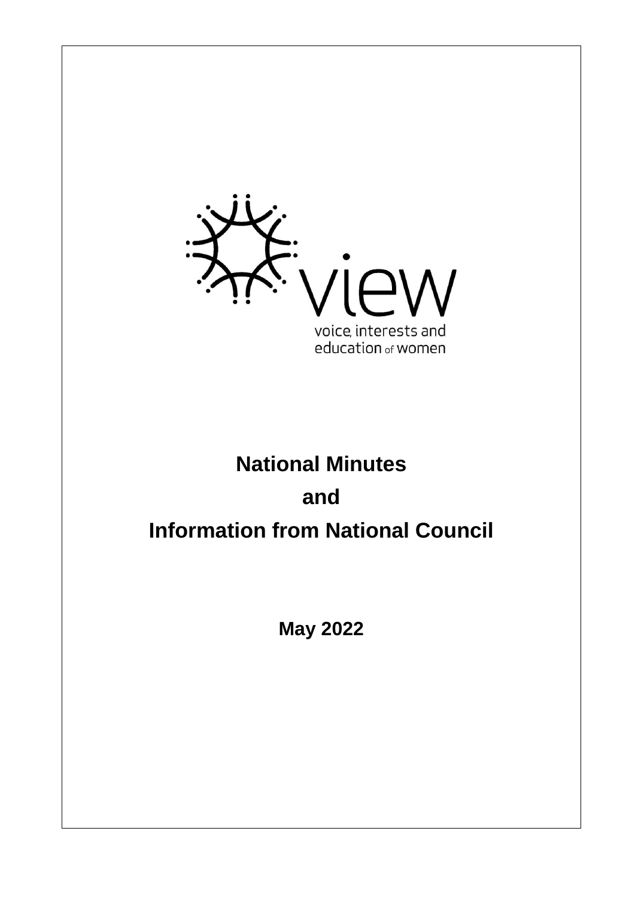view

voice, interests and education of women

# National Minutes

# and

# Information from National Council

**May 2022**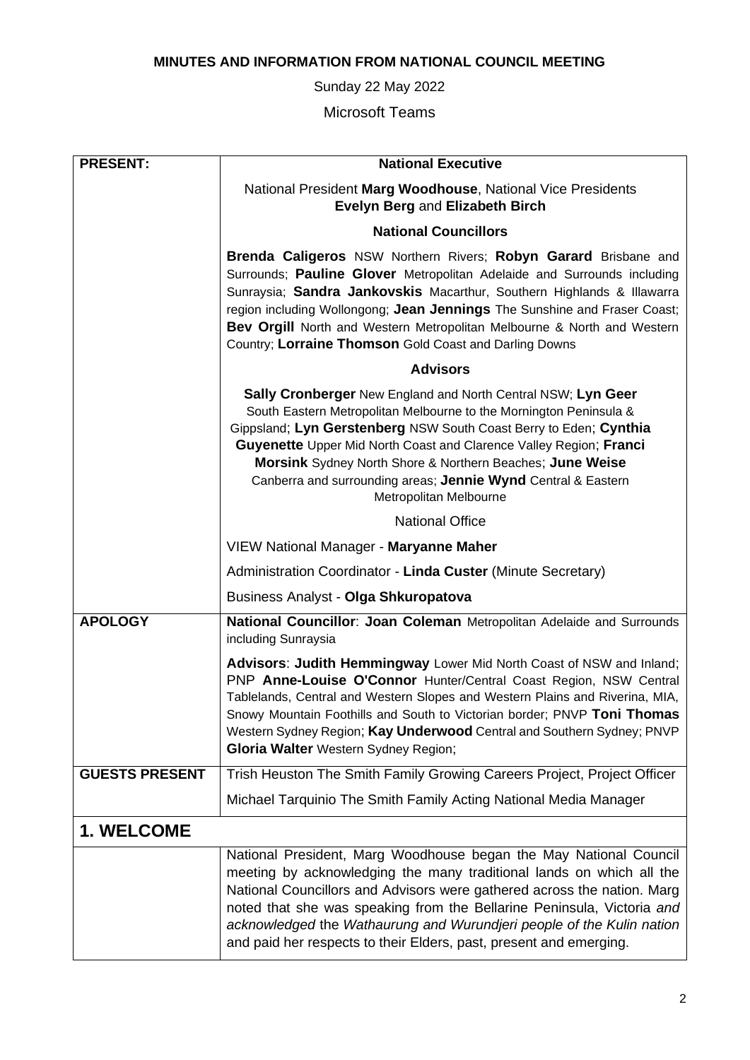**MINUTES AND INFORMATION FROM NATIONAL COUNCIL MEETING**

Sunday 22 May 2022

Microsoft Teams

| | |
|---|---|
| **PRESENT:** | **National Executive**<br>National President **Marg Woodhouse**, National Vice Presidents **Evelyn Berg** and **Elizabeth Birch**<br>**National Councillors**<br>**Brenda Caligeros** NSW Northern Rivers; **Robyn Garard** Brisbane and Surrounds; **Pauline Glover** Metropolitan Adelaide and Surrounds including Sunraysia; **Sandra Jankovskis** Macarthur, Southern Highlands & Illawarra region including Wollongong; **Jean Jennings** The Sunshine and Fraser Coast; **Bev Orgill** North and Western Metropolitan Melbourne & North and Western Country; **Lorraine Thomson** Gold Coast and Darling Downs<br>**Advisors**<br>**Sally Cronberger** New England and North Central NSW; **Lyn Geer** South Eastern Metropolitan Melbourne to the Mornington Peninsula & Gippsland; **Lyn Gerstenberg** NSW South Coast Berry to Eden; **Cynthia Guyenette** Upper Mid North Coast and Clarence Valley Region; **Franci Morsink** Sydney North Shore & Northern Beaches; **June Weise** Canberra and surrounding areas; **Jennie Wynd** Central & Eastern Metropolitan Melbourne<br>National Office<br>VIEW National Manager - **Maryanne Maher**<br>Administration Coordinator - **Linda Custer** (Minute Secretary)<br>Business Analyst - **Olga Shkuropatova** |
| **APOLOGY** | **National Councillor**: **Joan Coleman** Metropolitan Adelaide and Surrounds including Sunraysia<br>**Advisors**: **Judith Hemmingway** Lower Mid North Coast of NSW and Inland; PNP **Anne-Louise O'Connor** Hunter/Central Coast Region, NSW Central Tablelands, Central and Western Slopes and Western Plains and Riverina, MIA, Snowy Mountain Foothills and South to Victorian border; PNVP **Toni Thomas** Western Sydney Region; **Kay Underwood** Central and Southern Sydney; PNVP **Gloria Walter** Western Sydney Region; |
| **GUESTS PRESENT** | Trish Heuston The Smith Family Growing Careers Project, Project Officer<br>Michael Tarquinio The Smith Family Acting National Media Manager |

## 1. WELCOME

National President, Marg Woodhouse began the May National Council meeting by acknowledging the many traditional lands on which all the National Councillors and Advisors were gathered across the nation. Marg noted that she was speaking from the Bellarine Peninsula, Victoria *and acknowledged* the *Wathaurung and Wurundjeri people of the Kulin nation* and paid her respects to their Elders, past, present and emerging.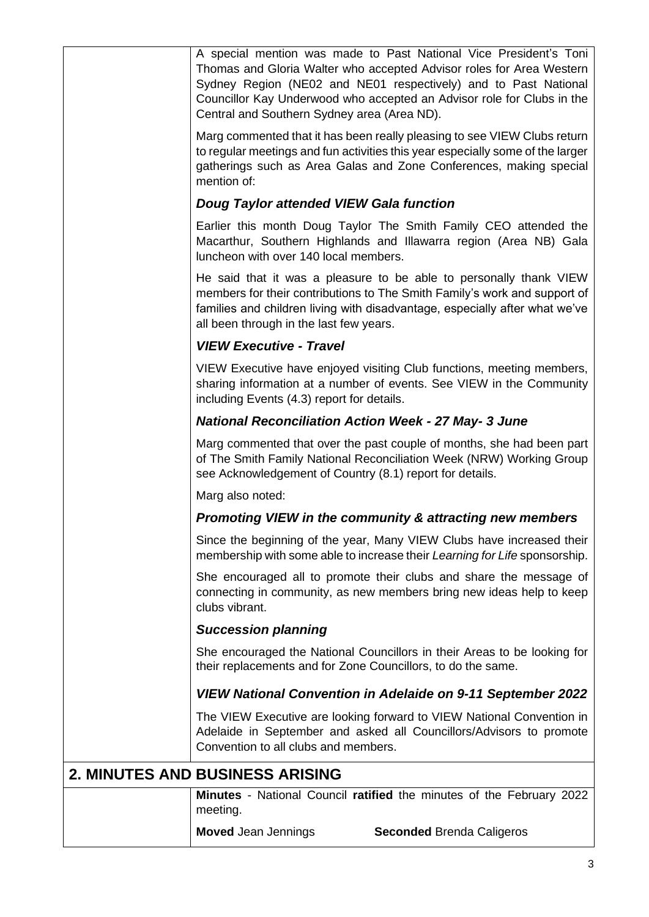A special mention was made to Past National Vice President's Toni Thomas and Gloria Walter who accepted Advisor roles for Area Western Sydney Region (NE02 and NE01 respectively) and to Past National Councillor Kay Underwood who accepted an Advisor role for Clubs in the Central and Southern Sydney area (Area ND).

Marg commented that it has been really pleasing to see VIEW Clubs return to regular meetings and fun activities this year especially some of the larger gatherings such as Area Galas and Zone Conferences, making special mention of:

***Doug Taylor attended VIEW Gala function***

Earlier this month Doug Taylor The Smith Family CEO attended the Macarthur, Southern Highlands and Illawarra region (Area NB) Gala luncheon with over 140 local members.

He said that it was a pleasure to be able to personally thank VIEW members for their contributions to The Smith Family's work and support of families and children living with disadvantage, especially after what we've all been through in the last few years.

***VIEW Executive - Travel***

VIEW Executive have enjoyed visiting Club functions, meeting members, sharing information at a number of events. See VIEW in the Community including Events (4.3) report for details.

***National Reconciliation Action Week - 27 May- 3 June***

Marg commented that over the past couple of months, she had been part of The Smith Family National Reconciliation Week (NRW) Working Group see Acknowledgement of Country (8.1) report for details.

Marg also noted:

***Promoting VIEW in the community & attracting new members***

Since the beginning of the year, Many VIEW Clubs have increased their membership with some able to increase their *Learning for Life* sponsorship.

She encouraged all to promote their clubs and share the message of connecting in community, as new members bring new ideas help to keep clubs vibrant.

***Succession planning***

She encouraged the National Councillors in their Areas to be looking for their replacements and for Zone Councillors, to do the same.

***VIEW National Convention in Adelaide on 9-11 September 2022***

The VIEW Executive are looking forward to VIEW National Convention in Adelaide in September and asked all Councillors/Advisors to promote Convention to all clubs and members.

## 2. MINUTES AND BUSINESS ARISING

**Minutes** - National Council **ratified** the minutes of the February 2022 meeting.

**Moved** Jean Jennings **Seconded** Brenda Caligeros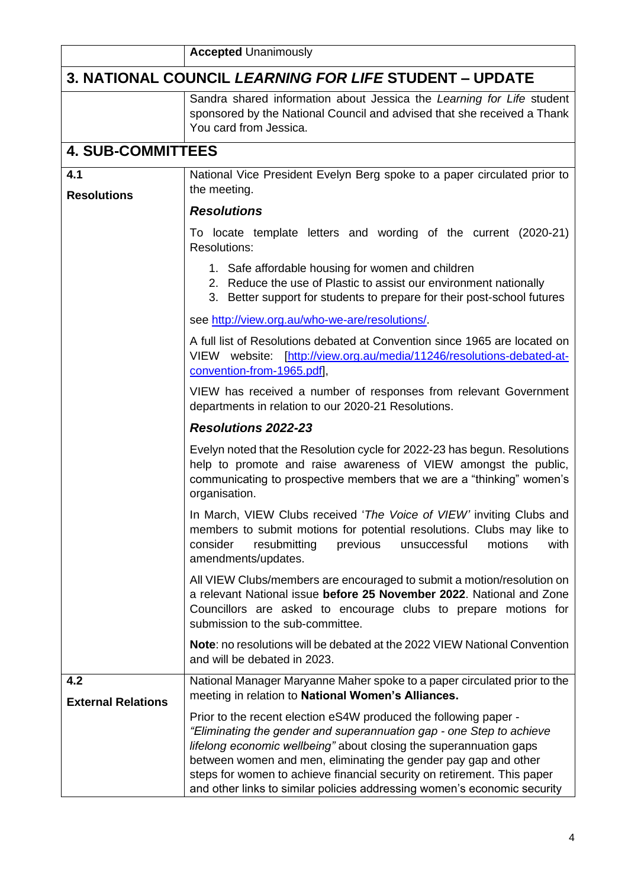| | **Accepted** Unanimously |
|---|---|

## 3. NATIONAL COUNCIL *LEARNING FOR LIFE* STUDENT – UPDATE

| | |
|---|---|
| | Sandra shared information about Jessica the *Learning for Life* student sponsored by the National Council and advised that she received a Thank You card from Jessica. |

## 4. SUB-COMMITTEES

| | |
|---|---|
| **4.1** **Resolutions** | National Vice President Evelyn Berg spoke to a paper circulated prior to the meeting.<br><br>***Resolutions***<br><br>To locate template letters and wording of the current (2020-21) Resolutions:<br>1. Safe affordable housing for women and children<br>2. Reduce the use of Plastic to assist our environment nationally<br>3. Better support for students to prepare for their post-school futures<br><br>see http://view.org.au/who-we-are/resolutions/.<br><br>A full list of Resolutions debated at Convention since 1965 are located on VIEW website: [http://view.org.au/media/11246/resolutions-debated-at-convention-from-1965.pdf],<br><br>VIEW has received a number of responses from relevant Government departments in relation to our 2020-21 Resolutions.<br><br>***Resolutions 2022-23***<br><br>Evelyn noted that the Resolution cycle for 2022-23 has begun. Resolutions help to promote and raise awareness of VIEW amongst the public, communicating to prospective members that we are a "thinking" women's organisation.<br><br>In March, VIEW Clubs received '*The Voice of VIEW'* inviting Clubs and members to submit motions for potential resolutions. Clubs may like to consider resubmitting previous unsuccessful motions with amendments/updates.<br><br>All VIEW Clubs/members are encouraged to submit a motion/resolution on a relevant National issue **before 25 November 2022**. National and Zone Councillors are asked to encourage clubs to prepare motions for submission to the sub-committee.<br><br>**Note**: no resolutions will be debated at the 2022 VIEW National Convention and will be debated in 2023. |
| **4.2** **External Relations** | National Manager Maryanne Maher spoke to a paper circulated prior to the meeting in relation to **National Women's Alliances.**<br><br>Prior to the recent election eS4W produced the following paper - *"Eliminating the gender and superannuation gap - one Step to achieve lifelong economic wellbeing"* about closing the superannuation gaps between women and men, eliminating the gender pay gap and other steps for women to achieve financial security on retirement. This paper and other links to similar policies addressing women's economic security |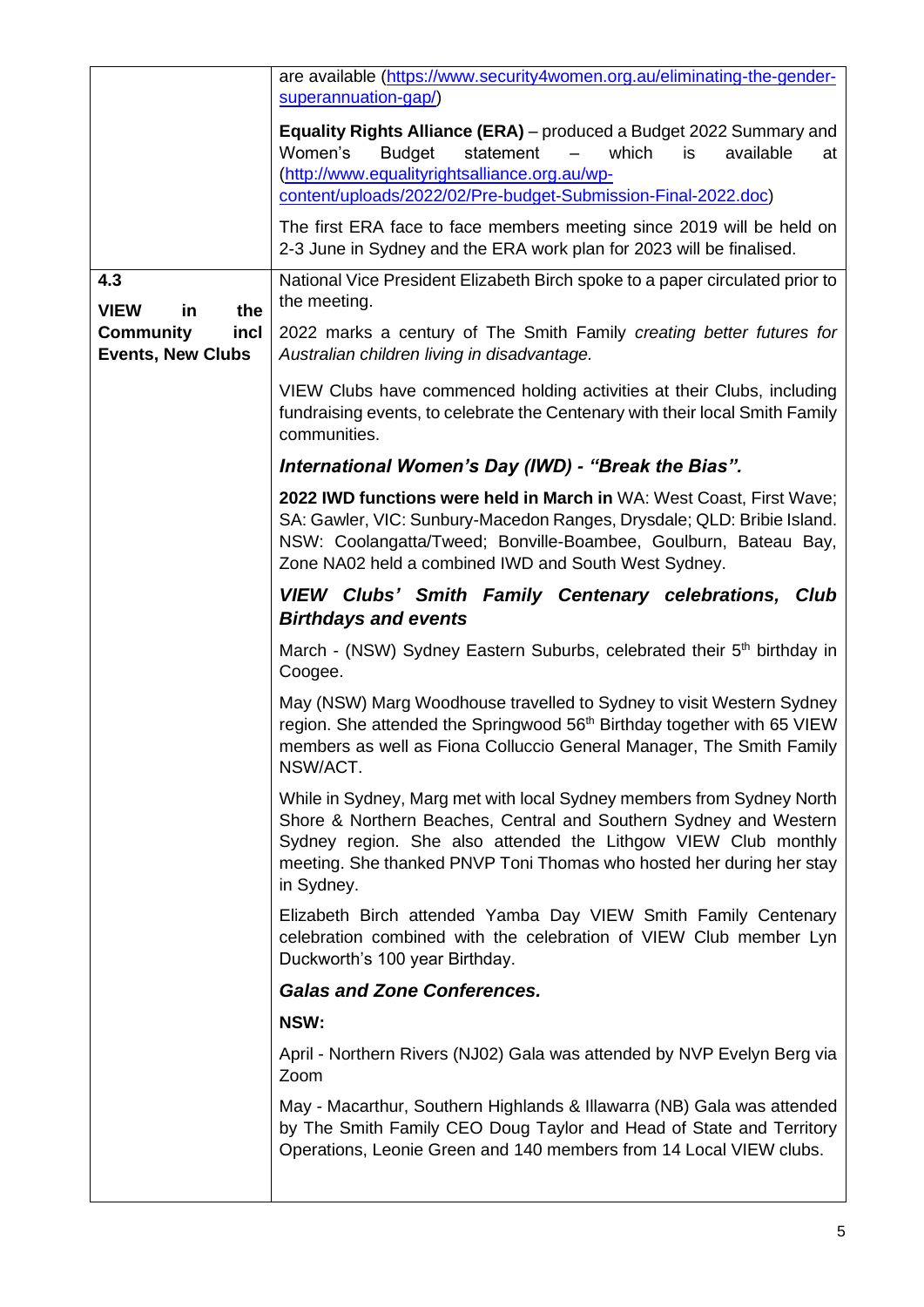| | |
|---|---|
| | are available ([https://www.security4women.org.au/eliminating-the-gender-superannuation-gap/](https://www.security4women.org.au/eliminating-the-gender-superannuation-gap/))<br><br>**Equality Rights Alliance (ERA)** – produced a Budget 2022 Summary and Women's Budget statement – which is available at ([http://www.equalityrightsalliance.org.au/wp-content/uploads/2022/02/Pre-budget-Submission-Final-2022.doc](http://www.equalityrightsalliance.org.au/wp-content/uploads/2022/02/Pre-budget-Submission-Final-2022.doc))<br><br>The first ERA face to face members meeting since 2019 will be held on 2-3 June in Sydney and the ERA work plan for 2023 will be finalised. |
| **4.3**<br><br>**VIEW in the Community incl Events, New Clubs** | National Vice President Elizabeth Birch spoke to a paper circulated prior to the meeting.<br><br>2022 marks a century of The Smith Family *creating better futures for Australian children living in disadvantage.*<br><br>VIEW Clubs have commenced holding activities at their Clubs, including fundraising events, to celebrate the Centenary with their local Smith Family communities.<br><br>***International Women's Day (IWD) - "Break the Bias".***<br><br>**2022 IWD functions were held in March in** WA: West Coast, First Wave; SA: Gawler, VIC: Sunbury-Macedon Ranges, Drysdale; QLD: Bribie Island. NSW: Coolangatta/Tweed; Bonville-Boambee, Goulburn, Bateau Bay, Zone NA02 held a combined IWD and South West Sydney.<br><br>***VIEW Clubs' Smith Family Centenary celebrations, Club Birthdays and events***<br><br>March - (NSW) Sydney Eastern Suburbs, celebrated their 5th birthday in Coogee.<br><br>May (NSW) Marg Woodhouse travelled to Sydney to visit Western Sydney region. She attended the Springwood 56th Birthday together with 65 VIEW members as well as Fiona Colluccio General Manager, The Smith Family NSW/ACT.<br><br>While in Sydney, Marg met with local Sydney members from Sydney North Shore & Northern Beaches, Central and Southern Sydney and Western Sydney region. She also attended the Lithgow VIEW Club monthly meeting. She thanked PNVP Toni Thomas who hosted her during her stay in Sydney.<br><br>Elizabeth Birch attended Yamba Day VIEW Smith Family Centenary celebration combined with the celebration of VIEW Club member Lyn Duckworth's 100 year Birthday.<br><br>***Galas and Zone Conferences.***<br><br>**NSW:**<br><br>April - Northern Rivers (NJ02) Gala was attended by NVP Evelyn Berg via Zoom<br><br>May - Macarthur, Southern Highlands & Illawarra (NB) Gala was attended by The Smith Family CEO Doug Taylor and Head of State and Territory Operations, Leonie Green and 140 members from 14 Local VIEW clubs. |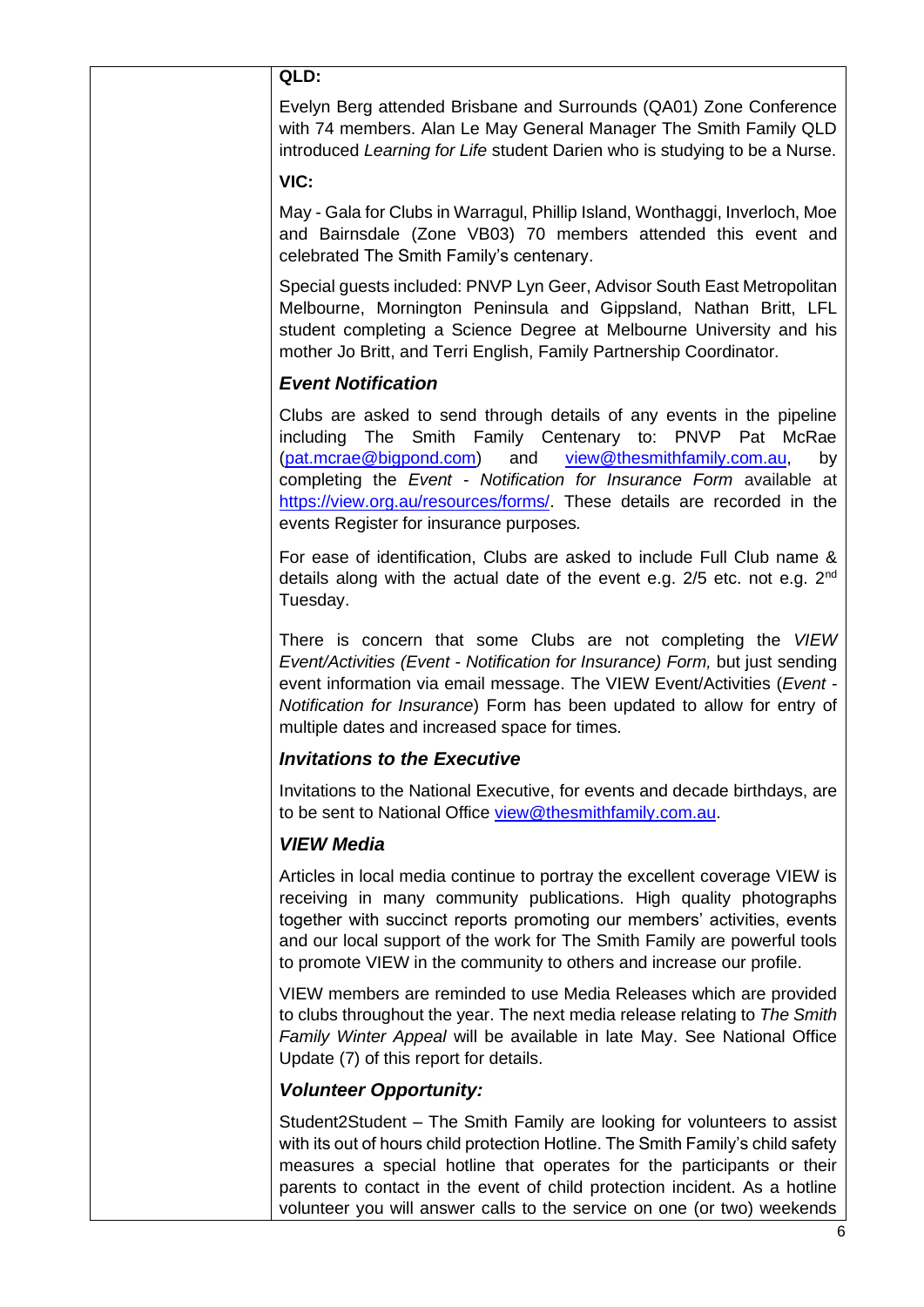**QLD:**

Evelyn Berg attended Brisbane and Surrounds (QA01) Zone Conference with 74 members. Alan Le May General Manager The Smith Family QLD introduced *Learning for Life* student Darien who is studying to be a Nurse.

**VIC:**

May - Gala for Clubs in Warragul, Phillip Island, Wonthaggi, Inverloch, Moe and Bairnsdale (Zone VB03) 70 members attended this event and celebrated The Smith Family's centenary.

Special guests included: PNVP Lyn Geer, Advisor South East Metropolitan Melbourne, Mornington Peninsula and Gippsland, Nathan Britt, LFL student completing a Science Degree at Melbourne University and his mother Jo Britt, and Terri English, Family Partnership Coordinator.

### *Event Notification*

Clubs are asked to send through details of any events in the pipeline including The Smith Family Centenary to: PNVP Pat McRae (pat.mcrae@bigpond.com) and view@thesmithfamily.com.au, by completing the *Event - Notification for Insurance Form* available at https://view.org.au/resources/forms/. These details are recorded in the events Register for insurance purposes.

For ease of identification, Clubs are asked to include Full Club name & details along with the actual date of the event e.g. 2/5 etc. not e.g. 2nd Tuesday.

There is concern that some Clubs are not completing the *VIEW Event/Activities (Event - Notification for Insurance) Form,* but just sending event information via email message. The VIEW Event/Activities (*Event - Notification for Insurance*) Form has been updated to allow for entry of multiple dates and increased space for times.

### *Invitations to the Executive*

Invitations to the National Executive, for events and decade birthdays, are to be sent to National Office view@thesmithfamily.com.au.

### *VIEW Media*

Articles in local media continue to portray the excellent coverage VIEW is receiving in many community publications. High quality photographs together with succinct reports promoting our members' activities, events and our local support of the work for The Smith Family are powerful tools to promote VIEW in the community to others and increase our profile.

VIEW members are reminded to use Media Releases which are provided to clubs throughout the year. The next media release relating to *The Smith Family Winter Appeal* will be available in late May. See National Office Update (7) of this report for details.

### *Volunteer Opportunity:*

Student2Student – The Smith Family are looking for volunteers to assist with its out of hours child protection Hotline. The Smith Family's child safety measures a special hotline that operates for the participants or their parents to contact in the event of child protection incident. As a hotline volunteer you will answer calls to the service on one (or two) weekends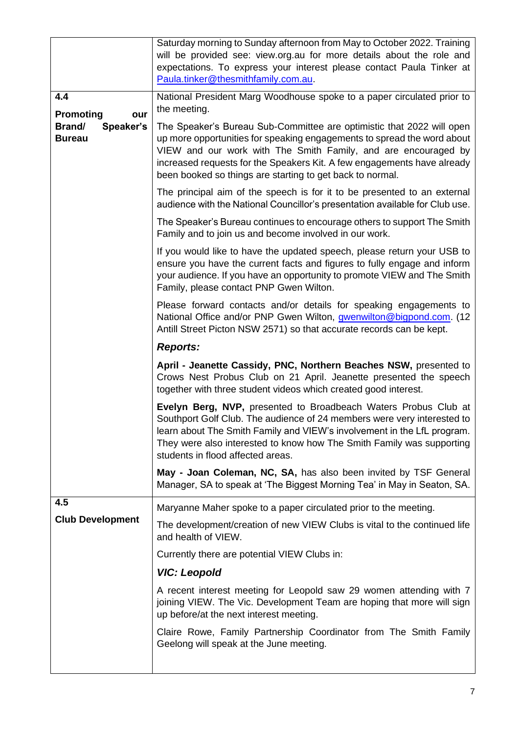| | |
|---|---|
| | Saturday morning to Sunday afternoon from May to October 2022. Training will be provided see: view.org.au for more details about the role and expectations. To express your interest please contact Paula Tinker at Paula.tinker@thesmithfamily.com.au. |
| **4.4**<br><br>**Promoting our Brand/ Speaker's Bureau** | National President Marg Woodhouse spoke to a paper circulated prior to the meeting.<br><br>The Speaker's Bureau Sub-Committee are optimistic that 2022 will open up more opportunities for speaking engagements to spread the word about VIEW and our work with The Smith Family, and are encouraged by increased requests for the Speakers Kit. A few engagements have already been booked so things are starting to get back to normal.<br><br>The principal aim of the speech is for it to be presented to an external audience with the National Councillor's presentation available for Club use.<br><br>The Speaker's Bureau continues to encourage others to support The Smith Family and to join us and become involved in our work.<br><br>If you would like to have the updated speech, please return your USB to ensure you have the current facts and figures to fully engage and inform your audience. If you have an opportunity to promote VIEW and The Smith Family, please contact PNP Gwen Wilton.<br><br>Please forward contacts and/or details for speaking engagements to National Office and/or PNP Gwen Wilton, gwenwilton@bigpond.com. (12 Antill Street Picton NSW 2571) so that accurate records can be kept.<br><br>***Reports:***<br><br>**April - Jeanette Cassidy, PNC, Northern Beaches NSW,** presented to Crows Nest Probus Club on 21 April. Jeanette presented the speech together with three student videos which created good interest.<br><br>**Evelyn Berg, NVP,** presented to Broadbeach Waters Probus Club at Southport Golf Club. The audience of 24 members were very interested to learn about The Smith Family and VIEW's involvement in the LfL program. They were also interested to know how The Smith Family was supporting students in flood affected areas.<br><br>**May - Joan Coleman, NC, SA,** has also been invited by TSF General Manager, SA to speak at 'The Biggest Morning Tea' in May in Seaton, SA. |
| **4.5**<br><br>**Club Development** | Maryanne Maher spoke to a paper circulated prior to the meeting.<br><br>The development/creation of new VIEW Clubs is vital to the continued life and health of VIEW.<br><br>Currently there are potential VIEW Clubs in:<br><br>***VIC: Leopold***<br><br>A recent interest meeting for Leopold saw 29 women attending with 7 joining VIEW. The Vic. Development Team are hoping that more will sign up before/at the next interest meeting.<br><br>Claire Rowe, Family Partnership Coordinator from The Smith Family Geelong will speak at the June meeting. |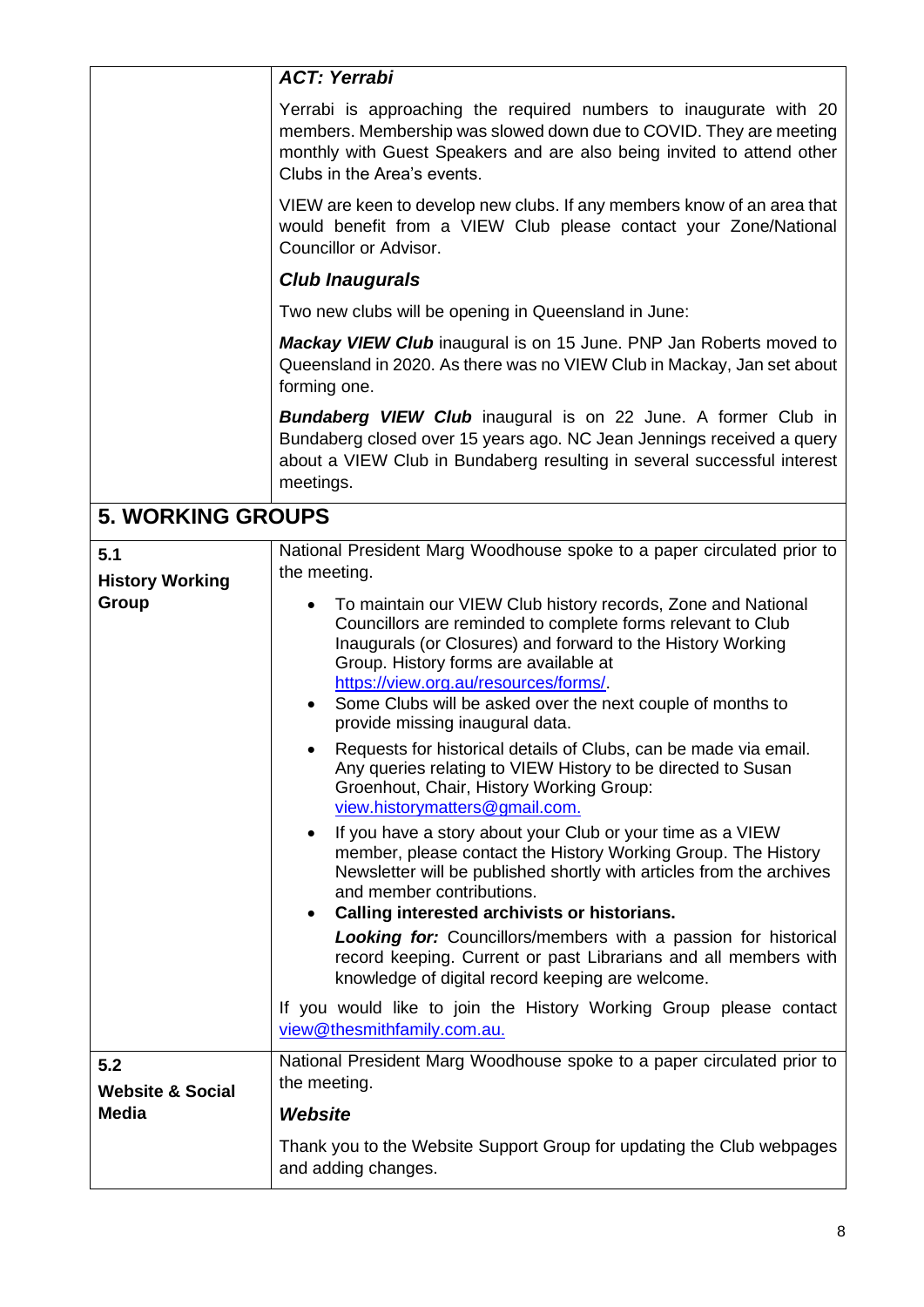| | |
|---|---|
| | ***ACT: Yerrabi*** |
| | Yerrabi is approaching the required numbers to inaugurate with 20 members. Membership was slowed down due to COVID. They are meeting monthly with Guest Speakers and are also being invited to attend other Clubs in the Area's events. |
| | VIEW are keen to develop new clubs. If any members know of an area that would benefit from a VIEW Club please contact your Zone/National Councillor or Advisor. |
| | ***Club Inaugurals*** |
| | Two new clubs will be opening in Queensland in June: |
| | ***Mackay VIEW Club*** inaugural is on 15 June. PNP Jan Roberts moved to Queensland in 2020. As there was no VIEW Club in Mackay, Jan set about forming one. |
| | ***Bundaberg VIEW Club*** inaugural is on 22 June. A former Club in Bundaberg closed over 15 years ago. NC Jean Jennings received a query about a VIEW Club in Bundaberg resulting in several successful interest meetings. |

## 5. WORKING GROUPS

| | |
|---|---|
| **5.1 History Working Group** | National President Marg Woodhouse spoke to a paper circulated prior to the meeting.<br>• To maintain our VIEW Club history records, Zone and National Councillors are reminded to complete forms relevant to Club Inaugurals (or Closures) and forward to the History Working Group. History forms are available at https://view.org.au/resources/forms/.<br>• Some Clubs will be asked over the next couple of months to provide missing inaugural data.<br>• Requests for historical details of Clubs, can be made via email. Any queries relating to VIEW History to be directed to Susan Groenhout, Chair, History Working Group: view.historymatters@gmail.com.<br>• If you have a story about your Club or your time as a VIEW member, please contact the History Working Group. The History Newsletter will be published shortly with articles from the archives and member contributions.<br>• **Calling interested archivists or historians.**<br>***Looking for:*** Councillors/members with a passion for historical record keeping. Current or past Librarians and all members with knowledge of digital record keeping are welcome.<br>If you would like to join the History Working Group please contact view@thesmithfamily.com.au. |
| **5.2 Website & Social Media** | National President Marg Woodhouse spoke to a paper circulated prior to the meeting.<br>***Website***<br>Thank you to the Website Support Group for updating the Club webpages and adding changes. |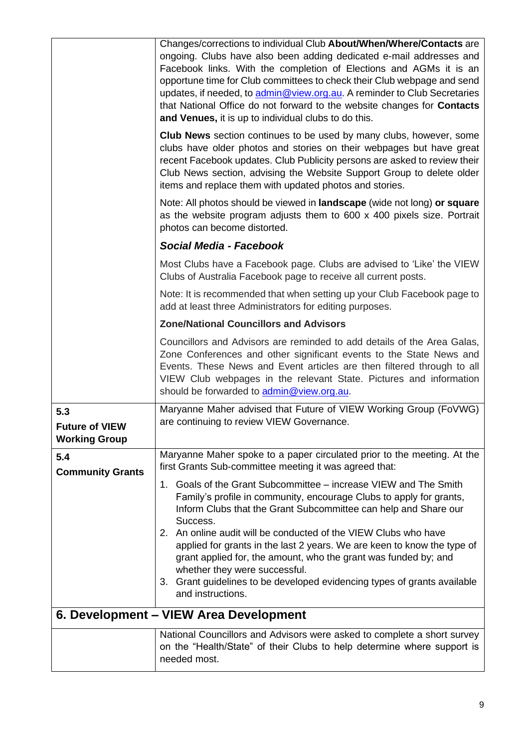| | |
|---|---|
| | Changes/corrections to individual Club **About/When/Where/Contacts** are ongoing. Clubs have also been adding dedicated e-mail addresses and Facebook links. With the completion of Elections and AGMs it is an opportune time for Club committees to check their Club webpage and send updates, if needed, to admin@view.org.au. A reminder to Club Secretaries that National Office do not forward to the website changes for **Contacts and Venues,** it is up to individual clubs to do this.<br><br>**Club News** section continues to be used by many clubs, however, some clubs have older photos and stories on their webpages but have great recent Facebook updates. Club Publicity persons are asked to review their Club News section, advising the Website Support Group to delete older items and replace them with updated photos and stories.<br><br>Note: All photos should be viewed in **landscape** (wide not long) **or square** as the website program adjusts them to 600 x 400 pixels size. Portrait photos can become distorted.<br><br>***Social Media - Facebook***<br><br>Most Clubs have a Facebook page. Clubs are advised to 'Like' the VIEW Clubs of Australia Facebook page to receive all current posts.<br><br>Note: It is recommended that when setting up your Club Facebook page to add at least three Administrators for editing purposes.<br><br>**Zone/National Councillors and Advisors**<br><br>Councillors and Advisors are reminded to add details of the Area Galas, Zone Conferences and other significant events to the State News and Events. These News and Event articles are then filtered through to all VIEW Club webpages in the relevant State. Pictures and information should be forwarded to admin@view.org.au. |
| **5.3**<br>**Future of VIEW Working Group** | Maryanne Maher advised that Future of VIEW Working Group (FoVWG) are continuing to review VIEW Governance. |
| **5.4**<br>**Community Grants** | Maryanne Maher spoke to a paper circulated prior to the meeting. At the first Grants Sub-committee meeting it was agreed that:<br><br>1. Goals of the Grant Subcommittee – increase VIEW and The Smith Family's profile in community, encourage Clubs to apply for grants, Inform Clubs that the Grant Subcommittee can help and Share our Success.<br>2. An online audit will be conducted of the VIEW Clubs who have applied for grants in the last 2 years. We are keen to know the type of grant applied for, the amount, who the grant was funded by; and whether they were successful.<br>3. Grant guidelines to be developed evidencing types of grants available and instructions. |

## 6. Development – VIEW Area Development

| | |
|---|---|
| | National Councillors and Advisors were asked to complete a short survey on the "Health/State" of their Clubs to help determine where support is needed most. |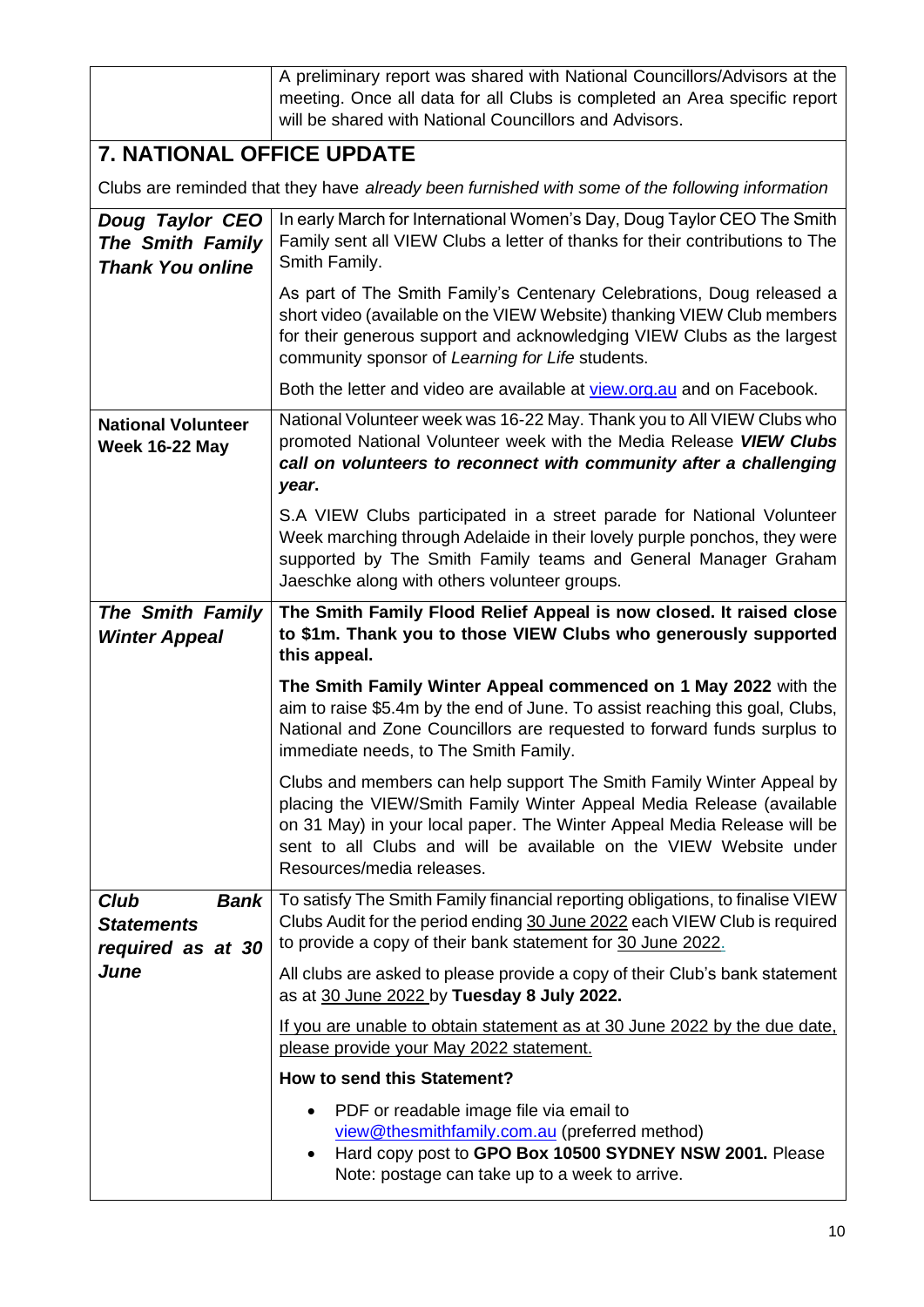| | |
|---|---|
| | A preliminary report was shared with National Councillors/Advisors at the meeting. Once all data for all Clubs is completed an Area specific report will be shared with National Councillors and Advisors. |

## 7. NATIONAL OFFICE UPDATE

Clubs are reminded that they have *already been furnished with some of the following information*

| | |
|---|---|
| ***Doug Taylor CEO The Smith Family Thank You online*** | In early March for International Women's Day, Doug Taylor CEO The Smith Family sent all VIEW Clubs a letter of thanks for their contributions to The Smith Family.<br><br>As part of The Smith Family's Centenary Celebrations, Doug released a short video (available on the VIEW Website) thanking VIEW Club members for their generous support and acknowledging VIEW Clubs as the largest community sponsor of *Learning for Life* students.<br><br>Both the letter and video are available at view.org.au and on Facebook. |
| **National Volunteer Week 16-22 May** | National Volunteer week was 16-22 May. Thank you to All VIEW Clubs who promoted National Volunteer week with the Media Release ***VIEW Clubs call on volunteers to reconnect with community after a challenging year***.<br><br>S.A VIEW Clubs participated in a street parade for National Volunteer Week marching through Adelaide in their lovely purple ponchos, they were supported by The Smith Family teams and General Manager Graham Jaeschke along with others volunteer groups. |
| ***The Smith Family Winter Appeal*** | **The Smith Family Flood Relief Appeal is now closed. It raised close to $1m. Thank you to those VIEW Clubs who generously supported this appeal.**<br><br>**The Smith Family Winter Appeal commenced on 1 May 2022** with the aim to raise $5.4m by the end of June. To assist reaching this goal, Clubs, National and Zone Councillors are requested to forward funds surplus to immediate needs, to The Smith Family.<br><br>Clubs and members can help support The Smith Family Winter Appeal by placing the VIEW/Smith Family Winter Appeal Media Release (available on 31 May) in your local paper. The Winter Appeal Media Release will be sent to all Clubs and will be available on the VIEW Website under Resources/media releases. |
| ***Club Bank Statements required as at 30 June*** | To satisfy The Smith Family financial reporting obligations, to finalise VIEW Clubs Audit for the period ending 30 June 2022 each VIEW Club is required to provide a copy of their bank statement for 30 June 2022.<br><br>All clubs are asked to please provide a copy of their Club's bank statement as at 30 June 2022 by **Tuesday 8 July 2022.**<br><br>If you are unable to obtain statement as at 30 June 2022 by the due date, please provide your May 2022 statement.<br><br>**How to send this Statement?**<br><br>• PDF or readable image file via email to view@thesmithfamily.com.au (preferred method)<br>• Hard copy post to **GPO Box 10500 SYDNEY NSW 2001.** Please Note: postage can take up to a week to arrive. |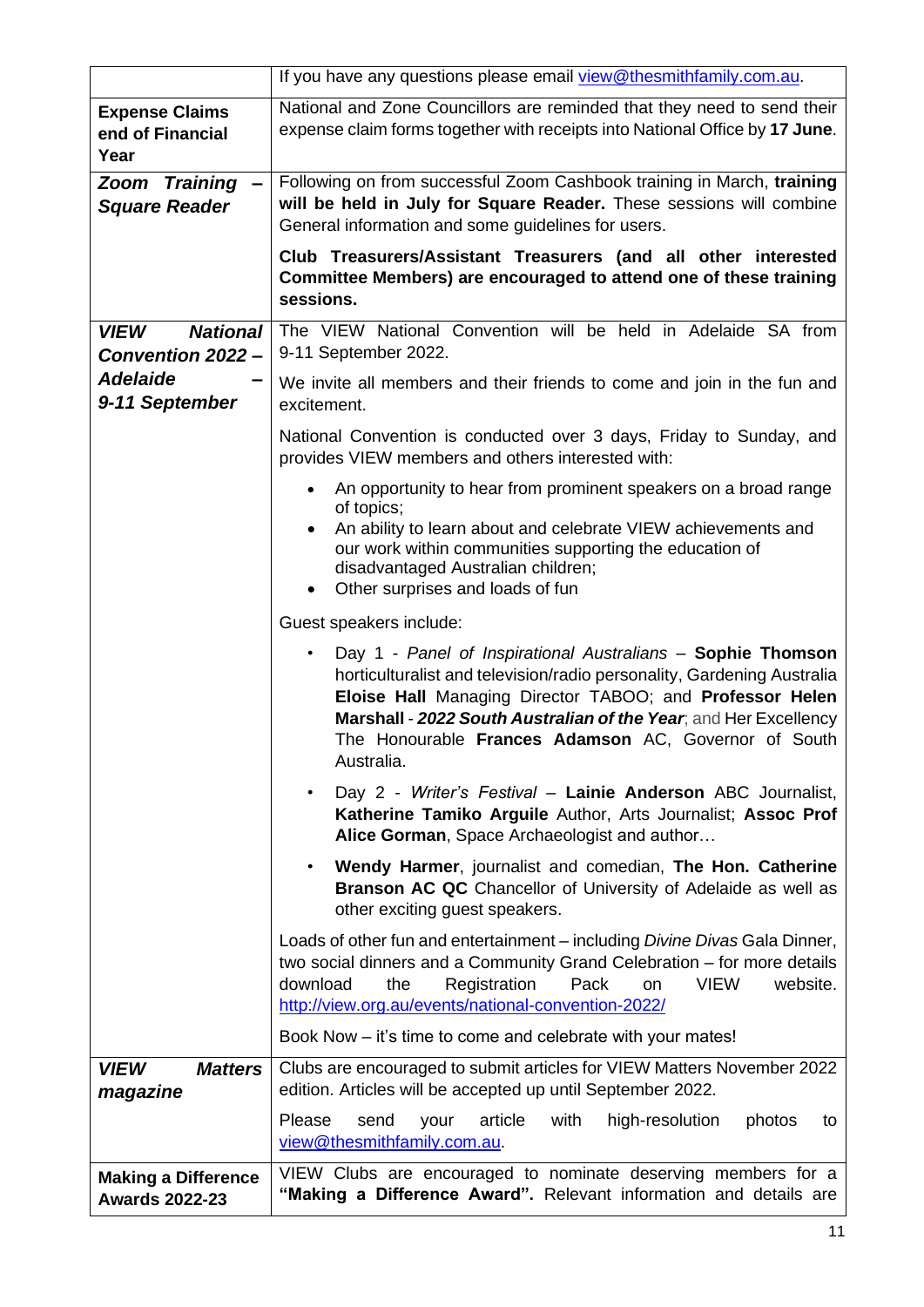| | |
|---|---|
| | If you have any questions please email view@thesmithfamily.com.au. |
| **Expense Claims end of Financial Year** | National and Zone Councillors are reminded that they need to send their expense claim forms together with receipts into National Office by **17 June**. |
| ***Zoom Training – Square Reader*** | Following on from successful Zoom Cashbook training in March, **training will be held in July for Square Reader.** These sessions will combine General information and some guidelines for users.<br><br>**Club Treasurers/Assistant Treasurers (and all other interested Committee Members) are encouraged to attend one of these training sessions.** |
| ***VIEW National Convention 2022 – Adelaide – 9-11 September*** | The VIEW National Convention will be held in Adelaide SA from 9-11 September 2022.<br><br>We invite all members and their friends to come and join in the fun and excitement.<br><br>National Convention is conducted over 3 days, Friday to Sunday, and provides VIEW members and others interested with:<br>• An opportunity to hear from prominent speakers on a broad range of topics;<br>• An ability to learn about and celebrate VIEW achievements and our work within communities supporting the education of disadvantaged Australian children;<br>• Other surprises and loads of fun<br><br>Guest speakers include:<br>• Day 1 - *Panel of Inspirational Australians* – **Sophie Thomson** horticulturalist and television/radio personality, Gardening Australia **Eloise Hall** Managing Director TABOO; and **Professor Helen Marshall** - ***2022 South Australian of the Year***; and Her Excellency The Honourable **Frances Adamson** AC, Governor of South Australia.<br>• Day 2 - *Writer's Festival* – **Lainie Anderson** ABC Journalist, **Katherine Tamiko Arguile** Author, Arts Journalist; **Assoc Prof Alice Gorman**, Space Archaeologist and author…<br>• **Wendy Harmer**, journalist and comedian, **The Hon. Catherine Branson AC QC** Chancellor of University of Adelaide as well as other exciting guest speakers.<br><br>Loads of other fun and entertainment – including *Divine Divas* Gala Dinner, two social dinners and a Community Grand Celebration – for more details download the Registration Pack on VIEW website. http://view.org.au/events/national-convention-2022/<br><br>Book Now – it's time to come and celebrate with your mates! |
| ***VIEW Matters magazine*** | Clubs are encouraged to submit articles for VIEW Matters November 2022 edition. Articles will be accepted up until September 2022.<br><br>Please send your article with high-resolution photos to view@thesmithfamily.com.au. |
| **Making a Difference Awards 2022-23** | VIEW Clubs are encouraged to nominate deserving members for a **"Making a Difference Award".** Relevant information and details are |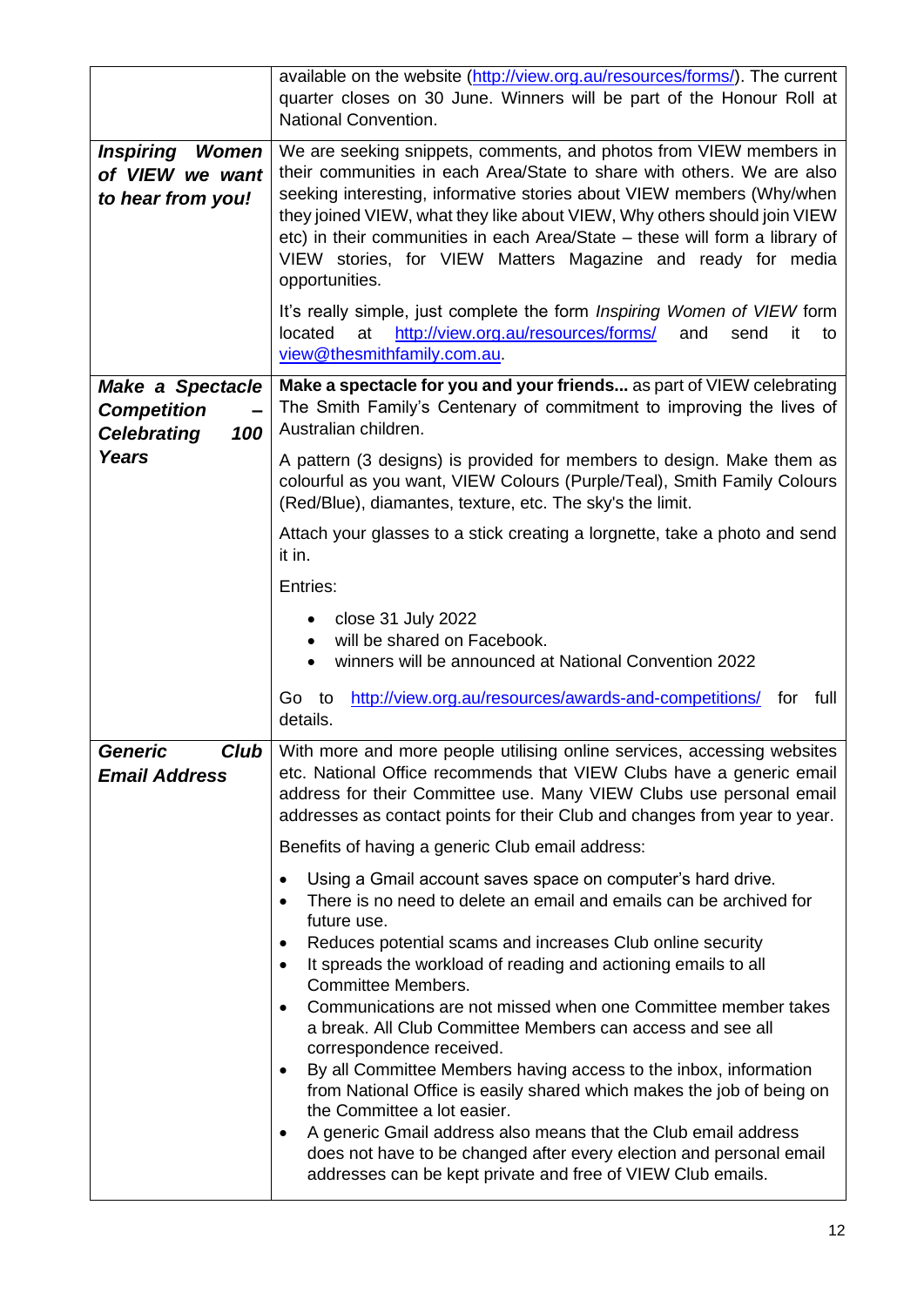| | |
|---|---|
| | available on the website (http://view.org.au/resources/forms/). The current quarter closes on 30 June. Winners will be part of the Honour Roll at National Convention. |
| ***Inspiring Women of VIEW we want to hear from you!*** | We are seeking snippets, comments, and photos from VIEW members in their communities in each Area/State to share with others. We are also seeking interesting, informative stories about VIEW members (Why/when they joined VIEW, what they like about VIEW, Why others should join VIEW etc) in their communities in each Area/State – these will form a library of VIEW stories, for VIEW Matters Magazine and ready for media opportunities.<br><br>It's really simple, just complete the form *Inspiring Women of VIEW* form located at http://view.org.au/resources/forms/ and send it to view@thesmithfamily.com.au. |
| ***Make a Spectacle Competition – Celebrating 100 Years*** | **Make a spectacle for you and your friends...** as part of VIEW celebrating The Smith Family's Centenary of commitment to improving the lives of Australian children.<br><br>A pattern (3 designs) is provided for members to design. Make them as colourful as you want, VIEW Colours (Purple/Teal), Smith Family Colours (Red/Blue), diamantes, texture, etc. The sky's the limit.<br><br>Attach your glasses to a stick creating a lorgnette, take a photo and send it in.<br><br>Entries:<br>• close 31 July 2022<br>• will be shared on Facebook.<br>• winners will be announced at National Convention 2022<br><br>Go to http://view.org.au/resources/awards-and-competitions/ for full details. |
| ***Generic Club Email Address*** | With more and more people utilising online services, accessing websites etc. National Office recommends that VIEW Clubs have a generic email address for their Committee use. Many VIEW Clubs use personal email addresses as contact points for their Club and changes from year to year.<br><br>Benefits of having a generic Club email address:<br><br>• Using a Gmail account saves space on computer's hard drive.<br>• There is no need to delete an email and emails can be archived for future use.<br>• Reduces potential scams and increases Club online security<br>• It spreads the workload of reading and actioning emails to all Committee Members.<br>• Communications are not missed when one Committee member takes a break. All Club Committee Members can access and see all correspondence received.<br>• By all Committee Members having access to the inbox, information from National Office is easily shared which makes the job of being on the Committee a lot easier.<br>• A generic Gmail address also means that the Club email address does not have to be changed after every election and personal email addresses can be kept private and free of VIEW Club emails. |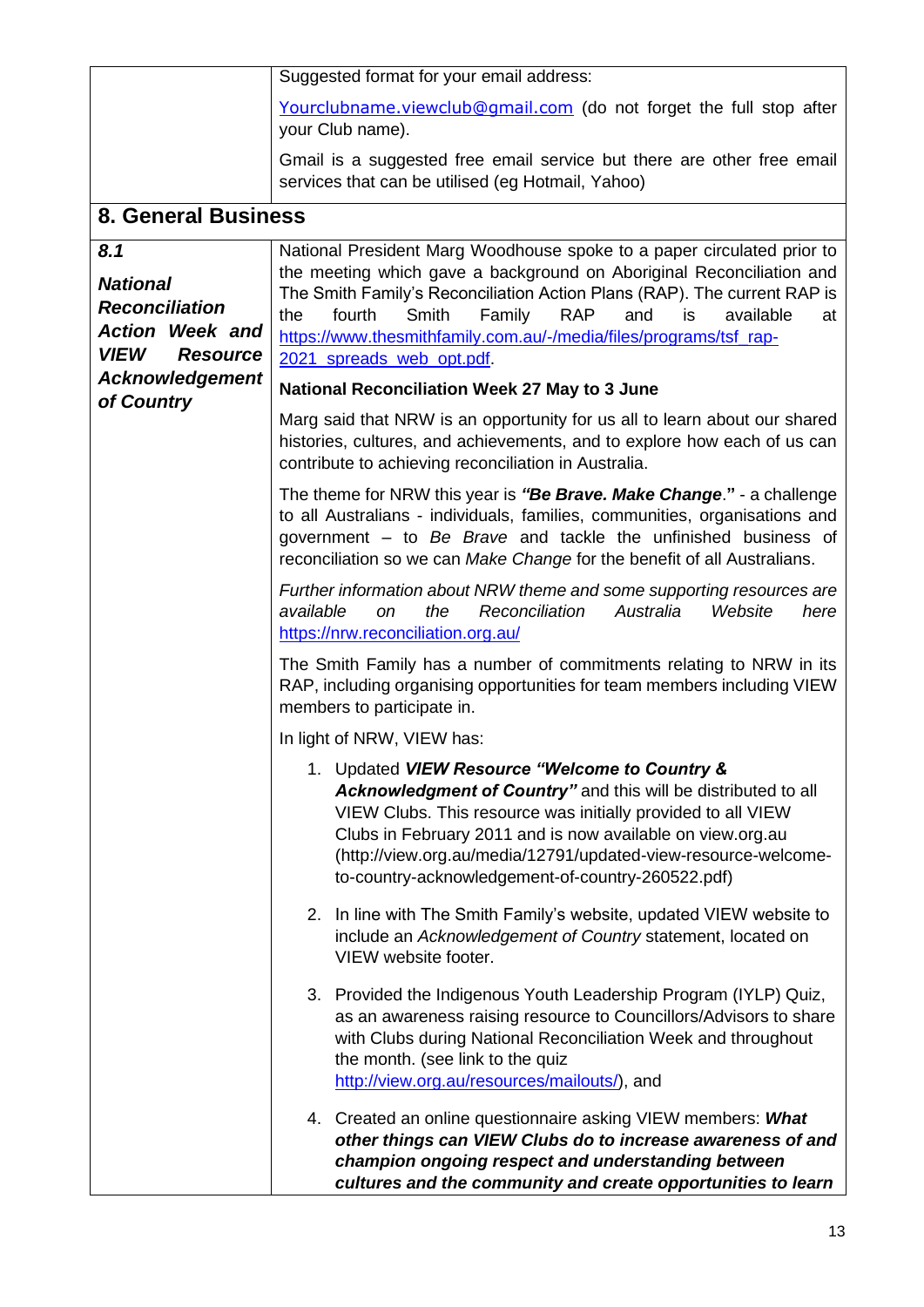| | |
|---|---|
| | Suggested format for your email address:<br><br>Yourclubname.viewclub@gmail.com (do not forget the full stop after your Club name).<br><br>Gmail is a suggested free email service but there are other free email services that can be utilised (eg Hotmail, Yahoo) |

## 8. General Business

| | |
|---|---|
| ***8.1***<br><br>***National Reconciliation Action Week and VIEW Resource Acknowledgement of Country*** | National President Marg Woodhouse spoke to a paper circulated prior to the meeting which gave a background on Aboriginal Reconciliation and The Smith Family's Reconciliation Action Plans (RAP). The current RAP is the fourth Smith Family RAP and is available at https://www.thesmithfamily.com.au/-/media/files/programs/tsf_rap-2021_spreads_web_opt.pdf.<br><br>**National Reconciliation Week 27 May to 3 June**<br><br>Marg said that NRW is an opportunity for us all to learn about our shared histories, cultures, and achievements, and to explore how each of us can contribute to achieving reconciliation in Australia.<br><br>The theme for NRW this year is ***"Be Brave. Make Change*.**" - a challenge to all Australians - individuals, families, communities, organisations and government – to *Be Brave* and tackle the unfinished business of reconciliation so we can *Make Change* for the benefit of all Australians.<br><br>*Further information about NRW theme and some supporting resources are available on the Reconciliation Australia Website here* https://nrw.reconciliation.org.au/<br><br>The Smith Family has a number of commitments relating to NRW in its RAP, including organising opportunities for team members including VIEW members to participate in.<br><br>In light of NRW, VIEW has:<br><br>1. Updated ***VIEW Resource "Welcome to Country & Acknowledgment of Country"*** and this will be distributed to all VIEW Clubs. This resource was initially provided to all VIEW Clubs in February 2011 and is now available on view.org.au (http://view.org.au/media/12791/updated-view-resource-welcome-to-country-acknowledgement-of-country-260522.pdf)<br><br>2. In line with The Smith Family's website, updated VIEW website to include an *Acknowledgement of Country* statement, located on VIEW website footer.<br><br>3. Provided the Indigenous Youth Leadership Program (IYLP) Quiz, as an awareness raising resource to Councillors/Advisors to share with Clubs during National Reconciliation Week and throughout the month. (see link to the quiz http://view.org.au/resources/mailouts/), and<br><br>4. Created an online questionnaire asking VIEW members: ***What other things can VIEW Clubs do to increase awareness of and champion ongoing respect and understanding between cultures and the community and create opportunities to learn*** |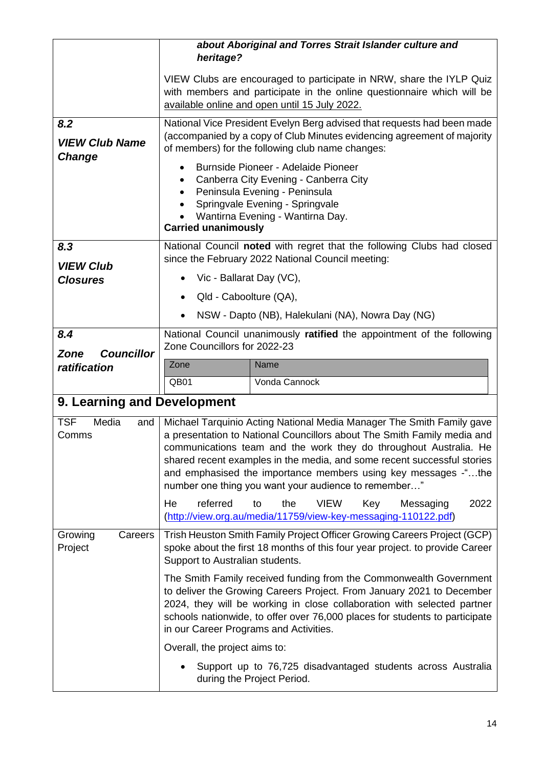| | |
|---|---|
| | ***about Aboriginal and Torres Strait Islander culture and heritage?*** <br><br> VIEW Clubs are encouraged to participate in NRW, share the IYLP Quiz with members and participate in the online questionnaire which will be available online and open until 15 July 2022. |
| ***8.2*** <br> ***VIEW Club Name Change*** | National Vice President Evelyn Berg advised that requests had been made (accompanied by a copy of Club Minutes evidencing agreement of majority of members) for the following club name changes: <br> • Burnside Pioneer - Adelaide Pioneer <br> • Canberra City Evening - Canberra City <br> • Peninsula Evening - Peninsula <br> • Springvale Evening - Springvale <br> • Wantirna Evening - Wantirna Day. <br> **Carried unanimously** |
| ***8.3*** <br> ***VIEW Club Closures*** | National Council **noted** with regret that the following Clubs had closed since the February 2022 National Council meeting: <br> • Vic - Ballarat Day (VC), <br> • Qld - Caboolture (QA), <br> • NSW - Dapto (NB), Halekulani (NA), Nowra Day (NG) |
| ***8.4*** <br> ***Zone Councillor ratification*** | National Council unanimously **ratified** the appointment of the following Zone Councillors for 2022-23 <br><br> Zone: QB01 — Name: Vonda Cannock |

## 9. Learning and Development

| | |
|---|---|
| TSF Media and Comms | Michael Tarquinio Acting National Media Manager The Smith Family gave a presentation to National Councillors about The Smith Family media and communications team and the work they do throughout Australia. He shared recent examples in the media, and some recent successful stories and emphasised the importance members using key messages -"…the number one thing you want your audience to remember…" <br><br> He referred to the VIEW Key Messaging 2022 (http://view.org.au/media/11759/view-key-messaging-110122.pdf) |
| Growing Careers Project | Trish Heuston Smith Family Project Officer Growing Careers Project (GCP) spoke about the first 18 months of this four year project. to provide Career Support to Australian students. <br><br> The Smith Family received funding from the Commonwealth Government to deliver the Growing Careers Project. From January 2021 to December 2024, they will be working in close collaboration with selected partner schools nationwide, to offer over 76,000 places for students to participate in our Career Programs and Activities. <br><br> Overall, the project aims to: <br> • Support up to 76,725 disadvantaged students across Australia during the Project Period. |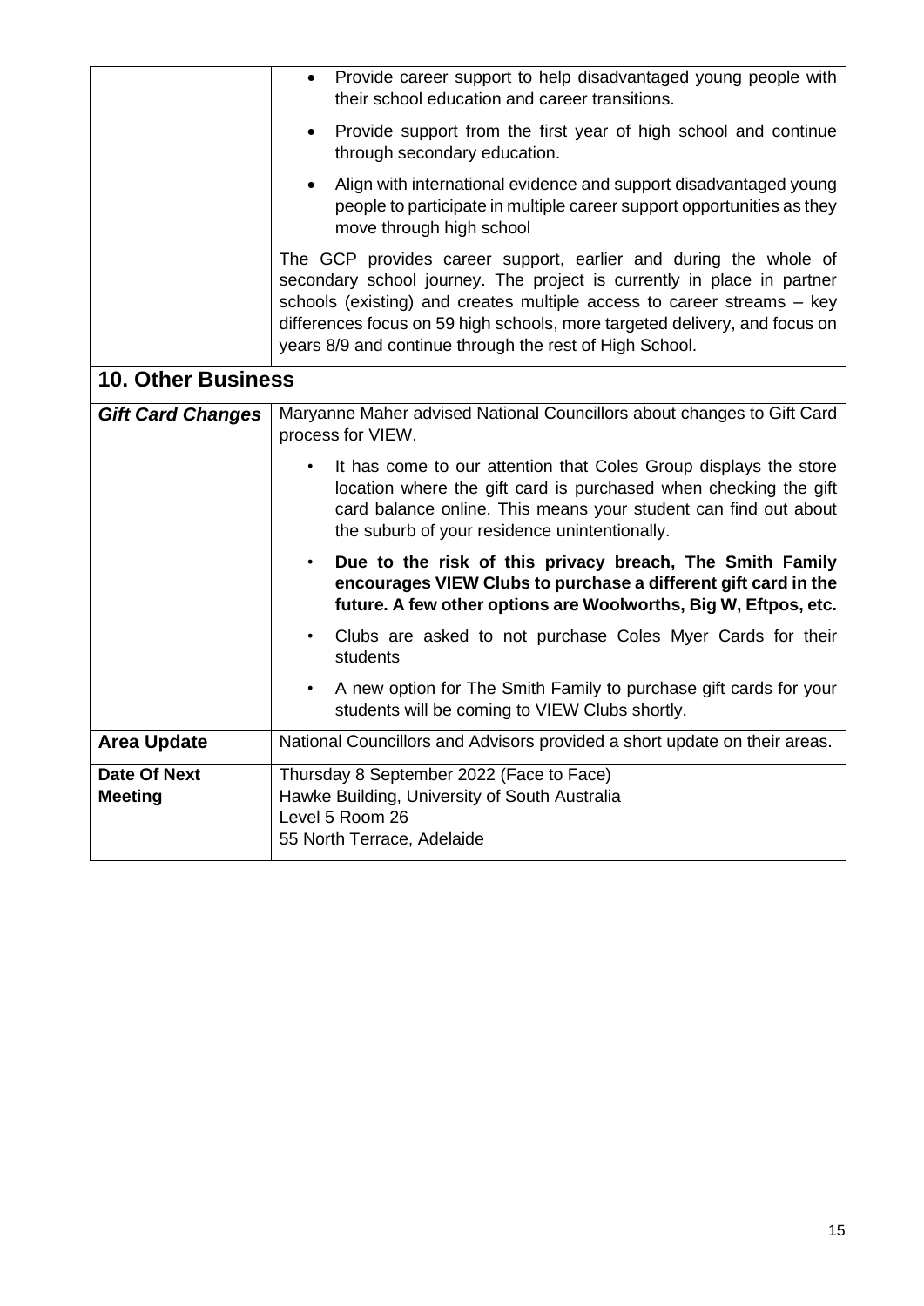| | |
|---|---|
| | • Provide career support to help disadvantaged young people with their school education and career transitions.<br>• Provide support from the first year of high school and continue through secondary education.<br>• Align with international evidence and support disadvantaged young people to participate in multiple career support opportunities as they move through high school<br><br>The GCP provides career support, earlier and during the whole of secondary school journey. The project is currently in place in partner schools (existing) and creates multiple access to career streams – key differences focus on 59 high schools, more targeted delivery, and focus on years 8/9 and continue through the rest of High School. |

## 10. Other Business

| | |
|---|---|
| ***Gift Card Changes*** | Maryanne Maher advised National Councillors about changes to Gift Card process for VIEW.<br>• It has come to our attention that Coles Group displays the store location where the gift card is purchased when checking the gift card balance online. This means your student can find out about the suburb of your residence unintentionally.<br>• **Due to the risk of this privacy breach, The Smith Family encourages VIEW Clubs to purchase a different gift card in the future. A few other options are Woolworths, Big W, Eftpos, etc.**<br>• Clubs are asked to not purchase Coles Myer Cards for their students<br>• A new option for The Smith Family to purchase gift cards for your students will be coming to VIEW Clubs shortly. |
| **Area Update** | National Councillors and Advisors provided a short update on their areas. |
| **Date Of Next Meeting** | Thursday 8 September 2022 (Face to Face)<br>Hawke Building, University of South Australia<br>Level 5 Room 26<br>55 North Terrace, Adelaide |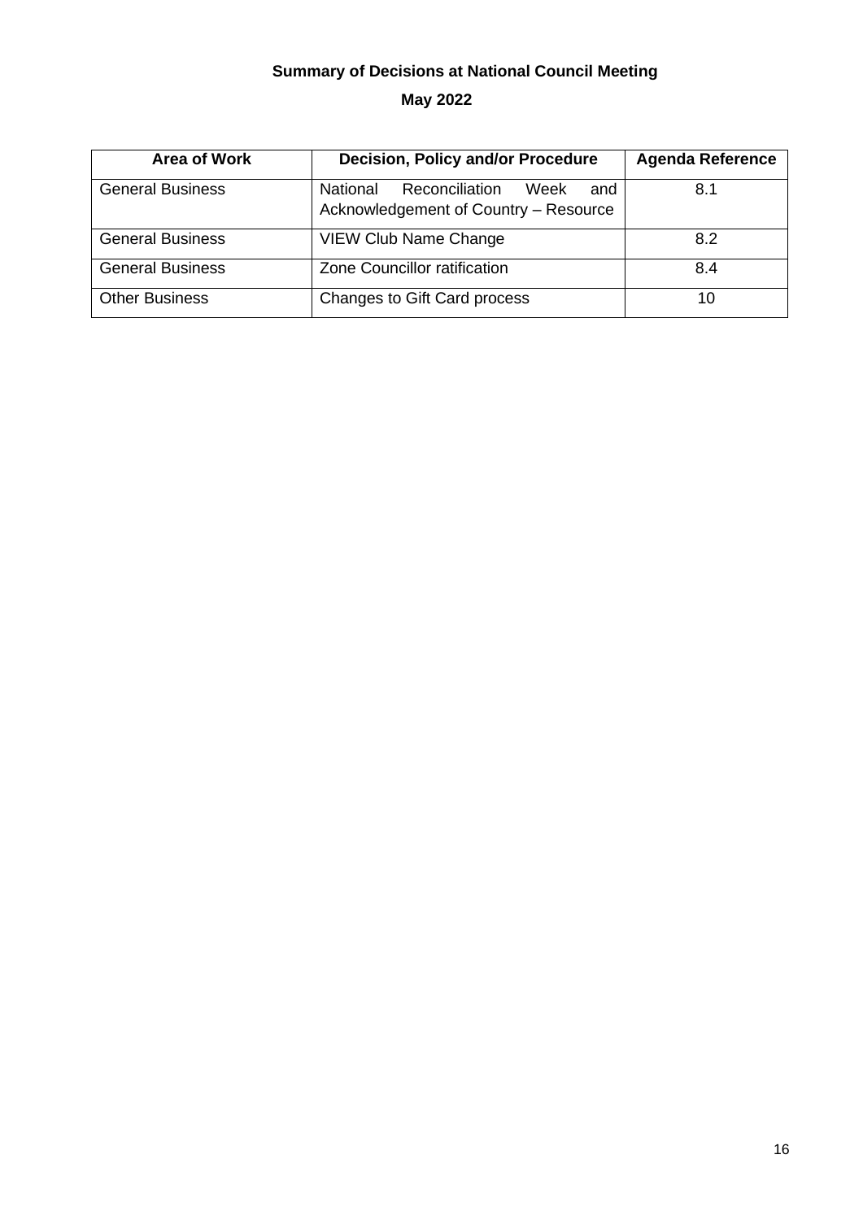**Summary of Decisions at National Council Meeting**

**May 2022**

| Area of Work | Decision, Policy and/or Procedure | Agenda Reference |
| --- | --- | --- |
| General Business | National Reconciliation Week and Acknowledgement of Country – Resource | 8.1 |
| General Business | VIEW Club Name Change | 8.2 |
| General Business | Zone Councillor ratification | 8.4 |
| Other Business | Changes to Gift Card process | 10 |